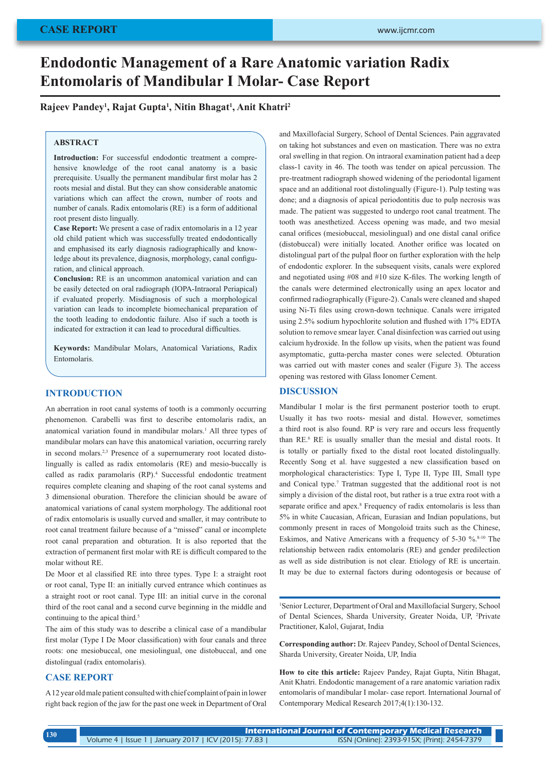CASE REPORT

# Endodontic Management of a Rare Anatomic variation Radix Entomolaris of Mandibular I Molar- Case Report

**Rajeev Pandey[1], Rajat Gupta[1], Nitin Bhagat[1], Anit Khatri[2]**

## ABSTRACT

**Introduction:** For successful endodontic treatment a comprehensive knowledge of the root canal anatomy is a basic prerequisite. Usually the permanent mandibular first molar has 2 roots mesial and distal. But they can show considerable anatomic variations which can affect the crown, number of roots and number of canals. Radix entomolaris (RE) is a form of additional root present disto lingually.

**Case Report:** We present a case of radix entomolaris in a 12 year old child patient which was successfully treated endodontically and emphasised its early diagnosis radiographically and knowledge about its prevalence, diagnosis, morphology, canal configuration, and clinical approach.

**Conclusion:** RE is an uncommon anatomical variation and can be easily detected on oral radiograph (IOPA-Intraoral Periapical) if evaluated properly. Misdiagnosis of such a morphological variation can leads to incomplete biomechanical preparation of the tooth leading to endodontic failure. Also if such a tooth is indicated for extraction it can lead to procedural difficulties.

**Keywords:** Mandibular Molars, Anatomical Variations, Radix Entomolaris.

## INTRODUCTION

An aberration in root canal systems of tooth is a commonly occurring phenomenon. Carabelli was first to describe entomolaris radix, an anatomical variation found in mandibular molars.[1] All three types of mandibular molars can have this anatomical variation, occurring rarely in second molars.[2,3] Presence of a supernumerary root located distolingually is called as radix entomolaris (RE) and mesio-buccally is called as radix paramolaris (RP).[4] Successful endodontic treatment requires complete cleaning and shaping of the root canal systems and 3 dimensional oburation. Therefore the clinician should be aware of anatomical variations of canal system morphology. The additional root of radix entomolaris is usually curved and smaller, it may contribute to root canal treatment failure because of a "missed" canal or incomplete root canal preparation and obturation. It is also reported that the extraction of permanent first molar with RE is difficult compared to the molar without RE.

De Moor et al classified RE into three types. Type I: a straight root or root canal, Type II: an initially curved entrance which continues as a straight root or root canal. Type III: an initial curve in the coronal third of the root canal and a second curve beginning in the middle and continuing to the apical third.[5]

The aim of this study was to describe a clinical case of a mandibular first molar (Type I De Moor classification) with four canals and three roots: one mesiobuccal, one mesiolingual, one distobuccal, and one distolingual (radix entomolaris).

## CASE REPORT

A 12 year old male patient consulted with chief complaint of pain in lower right back region of the jaw for the past one week in Department of Oral and Maxillofacial Surgery, School of Dental Sciences. Pain aggravated on taking hot substances and even on mastication. There was no extra oral swelling in that region. On intraoral examination patient had a deep class-1 cavity in 46. The tooth was tender on apical percussion. The pre-treatment radiograph showed widening of the periodontal ligament space and an additional root distolingually (Figure-1). Pulp testing was done; and a diagnosis of apical periodontitis due to pulp necrosis was made. The patient was suggested to undergo root canal treatment. The tooth was anesthetized. Access opening was made, and two mesial canal orifices (mesiobuccal, mesiolingual) and one distal canal orifice (distobuccal) were initially located. Another orifice was located on distolingual part of the pulpal floor on further exploration with the help of endodontic explorer. In the subsequent visits, canals were explored and negotiated using #08 and #10 size K-files. The working length of the canals were determined electronically using an apex locator and confirmed radiographically (Figure-2). Canals were cleaned and shaped using Ni-Ti files using crown-down technique. Canals were irrigated using 2.5% sodium hypochlorite solution and flushed with 17% EDTA solution to remove smear layer. Canal disinfection was carried out using calcium hydroxide. In the follow up visits, when the patient was found asymptomatic, gutta-percha master cones were selected. Obturation was carried out with master cones and sealer (Figure 3). The access opening was restored with Glass Ionomer Cement.

## DISCUSSION

Mandibular I molar is the first permanent posterior tooth to erupt. Usually it has two roots- mesial and distal. However, sometimes a third root is also found. RP is very rare and occurs less frequently than RE.[6] RE is usually smaller than the mesial and distal roots. It is totally or partially fixed to the distal root located distolingually. Recently Song et al. have suggested a new classification based on morphological characteristics: Type I, Type II, Type III, Small type and Conical type.[7] Tratman suggested that the additional root is not simply a division of the distal root, but rather is a true extra root with a separate orifice and apex.[8] Frequency of radix entomolaris is less than 5% in white Caucasian, African, Eurasian and Indian populations, but commonly present in races of Mongoloid traits such as the Chinese, Eskimos, and Native Americans with a frequency of 5-30 %.[8-10] The relationship between radix entomolaris (RE) and gender predilection as well as side distribution is not clear. Etiology of RE is uncertain. It may be due to external factors during odontogesis or because of

[1]Senior Lecturer, Department of Oral and Maxillofacial Surgery, School of Dental Sciences, Sharda University, Greater Noida, UP, [2]Private Practitioner, Kalol, Gujarat, India

**Corresponding author:** Dr. Rajeev Pandey, School of Dental Sciences, Sharda University, Greater Noida, UP, India

**How to cite this article:** Rajeev Pandey, Rajat Gupta, Nitin Bhagat, Anit Khatri. Endodontic management of a rare anatomic variation radix entomolaris of mandibular I molar- case report. International Journal of Contemporary Medical Research 2017;4(1):130-132.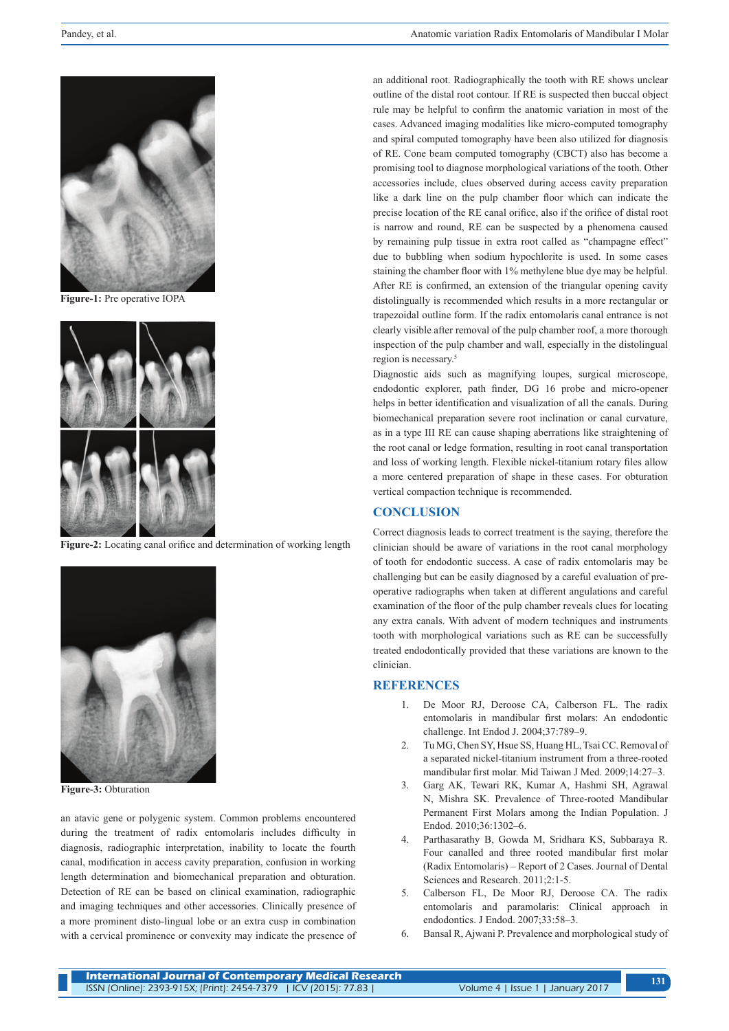Figure-1: Pre operative IOPA

Figure-2: Locating canal orifice and determination of working length

Figure-3: Obturation

an atavic gene or polygenic system. Common problems encountered during the treatment of radix entomolaris includes difficulty in diagnosis, radiographic interpretation, inability to locate the fourth canal, modification in access cavity preparation, confusion in working length determination and biomechanical preparation and obturation. Detection of RE can be based on clinical examination, radiographic and imaging techniques and other accessories. Clinically presence of a more prominent disto-lingual lobe or an extra cusp in combination with a cervical prominence or convexity may indicate the presence of an additional root. Radiographically the tooth with RE shows unclear outline of the distal root contour. If RE is suspected then buccal object rule may be helpful to confirm the anatomic variation in most of the cases. Advanced imaging modalities like micro-computed tomography and spiral computed tomography have been also utilized for diagnosis of RE. Cone beam computed tomography (CBCT) also has become a promising tool to diagnose morphological variations of the tooth. Other accessories include, clues observed during access cavity preparation like a dark line on the pulp chamber floor which can indicate the precise location of the RE canal orifice, also if the orifice of distal root is narrow and round, RE can be suspected by a phenomena caused by remaining pulp tissue in extra root called as "champagne effect" due to bubbling when sodium hypochlorite is used. In some cases staining the chamber floor with 1% methylene blue dye may be helpful. After RE is confirmed, an extension of the triangular opening cavity distolingually is recommended which results in a more rectangular or trapezoidal outline form. If the radix entomolaris canal entrance is not clearly visible after removal of the pulp chamber roof, a more thorough inspection of the pulp chamber and wall, especially in the distolingual region is necessary.[5]

Diagnostic aids such as magnifying loupes, surgical microscope, endodontic explorer, path finder, DG 16 probe and micro-opener helps in better identification and visualization of all the canals. During biomechanical preparation severe root inclination or canal curvature, as in a type III RE can cause shaping aberrations like straightening of the root canal or ledge formation, resulting in root canal transportation and loss of working length. Flexible nickel-titanium rotary files allow a more centered preparation of shape in these cases. For obturation vertical compaction technique is recommended.

## CONCLUSION

Correct diagnosis leads to correct treatment is the saying, therefore the clinician should be aware of variations in the root canal morphology of tooth for endodontic success. A case of radix entomolaris may be challenging but can be easily diagnosed by a careful evaluation of pre-operative radiographs when taken at different angulations and careful examination of the floor of the pulp chamber reveals clues for locating any extra canals. With advent of modern techniques and instruments tooth with morphological variations such as RE can be successfully treated endodontically provided that these variations are known to the clinician.

## REFERENCES

1. De Moor RJ, Deroose CA, Calberson FL. The radix entomolaris in mandibular first molars: An endodontic challenge. Int Endod J. 2004;37:789–9.
2. Tu MG, Chen SY, Hsue SS, Huang HL, Tsai CC. Removal of a separated nickel-titanium instrument from a three-rooted mandibular first molar. Mid Taiwan J Med. 2009;14:27–3.
3. Garg AK, Tewari RK, Kumar A, Hashmi SH, Agrawal N, Mishra SK. Prevalence of Three-rooted Mandibular Permanent First Molars among the Indian Population. J Endod. 2010;36:1302–6.
4. Parthasarathy B, Gowda M, Sridhara KS, Subbaraya R. Four canalled and three rooted mandibular first molar (Radix Entomolaris) – Report of 2 Cases. Journal of Dental Sciences and Research. 2011;2:1-5.
5. Calberson FL, De Moor RJ, Deroose CA. The radix entomolaris and paramolaris: Clinical approach in endodontics. J Endod. 2007;33:58–3.
6. Bansal R, Ajwani P. Prevalence and morphological study of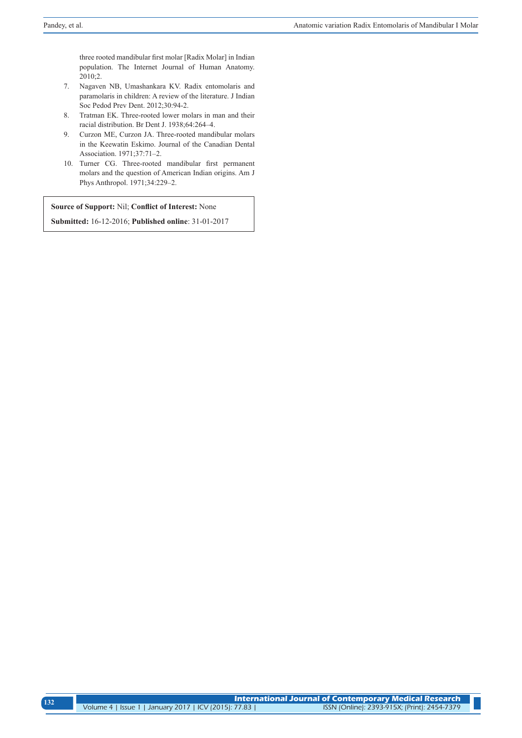three rooted mandibular first molar [Radix Molar] in Indian population. The Internet Journal of Human Anatomy. 2010;2.

7. Nagaven NB, Umashankara KV. Radix entomolaris and paramolaris in children: A review of the literature. J Indian Soc Pedod Prev Dent. 2012;30:94-2.
8. Tratman EK. Three-rooted lower molars in man and their racial distribution. Br Dent J. 1938;64:264–4.
9. Curzon ME, Curzon JA. Three-rooted mandibular molars in the Keewatin Eskimo. Journal of the Canadian Dental Association. 1971;37:71–2.
10. Turner CG. Three-rooted mandibular first permanent molars and the question of American Indian origins. Am J Phys Anthropol. 1971;34:229–2.

**Source of Support:** Nil; **Conflict of Interest:** None

**Submitted:** 16-12-2016; **Published online**: 31-01-2017